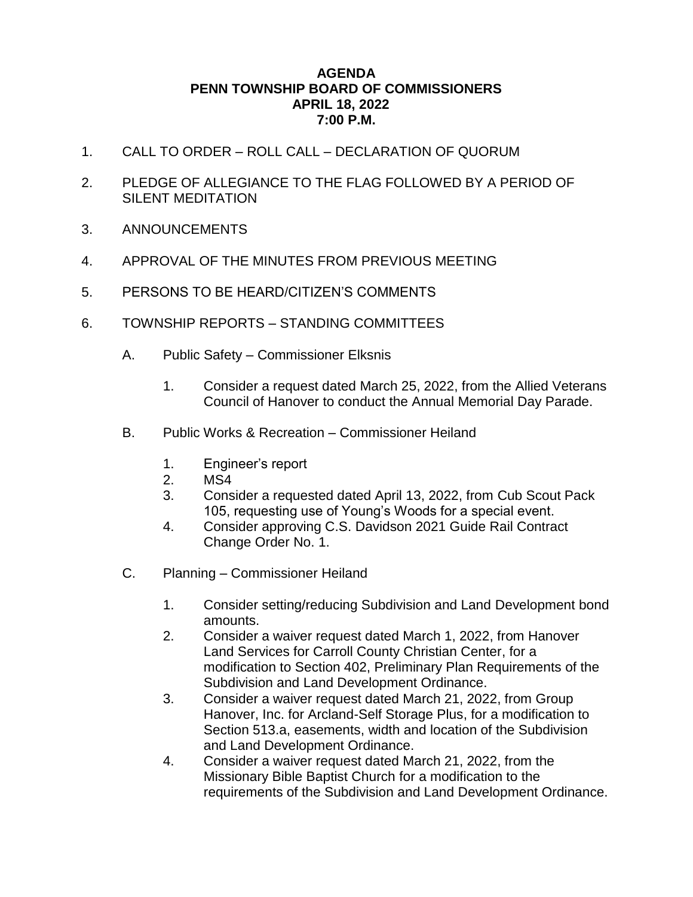# AGENDA
## PENN TOWNSHIP BOARD OF COMMISSIONERS
## APRIL 18, 2022
## 7:00 P.M.

1. CALL TO ORDER – ROLL CALL – DECLARATION OF QUORUM

2. PLEDGE OF ALLEGIANCE TO THE FLAG FOLLOWED BY A PERIOD OF SILENT MEDITATION

3. ANNOUNCEMENTS

4. APPROVAL OF THE MINUTES FROM PREVIOUS MEETING

5. PERSONS TO BE HEARD/CITIZEN'S COMMENTS

6. TOWNSHIP REPORTS – STANDING COMMITTEES

   A. Public Safety – Commissioner Elksnis

      1. Consider a request dated March 25, 2022, from the Allied Veterans Council of Hanover to conduct the Annual Memorial Day Parade.

   B. Public Works & Recreation – Commissioner Heiland

      1. Engineer's report
      2. MS4
      3. Consider a requested dated April 13, 2022, from Cub Scout Pack 105, requesting use of Young's Woods for a special event.
      4. Consider approving C.S. Davidson 2021 Guide Rail Contract Change Order No. 1.

   C. Planning – Commissioner Heiland

      1. Consider setting/reducing Subdivision and Land Development bond amounts.
      2. Consider a waiver request dated March 1, 2022, from Hanover Land Services for Carroll County Christian Center, for a modification to Section 402, Preliminary Plan Requirements of the Subdivision and Land Development Ordinance.
      3. Consider a waiver request dated March 21, 2022, from Group Hanover, Inc. for Arcland-Self Storage Plus, for a modification to Section 513.a, easements, width and location of the Subdivision and Land Development Ordinance.
      4. Consider a waiver request dated March 21, 2022, from the Missionary Bible Baptist Church for a modification to the requirements of the Subdivision and Land Development Ordinance.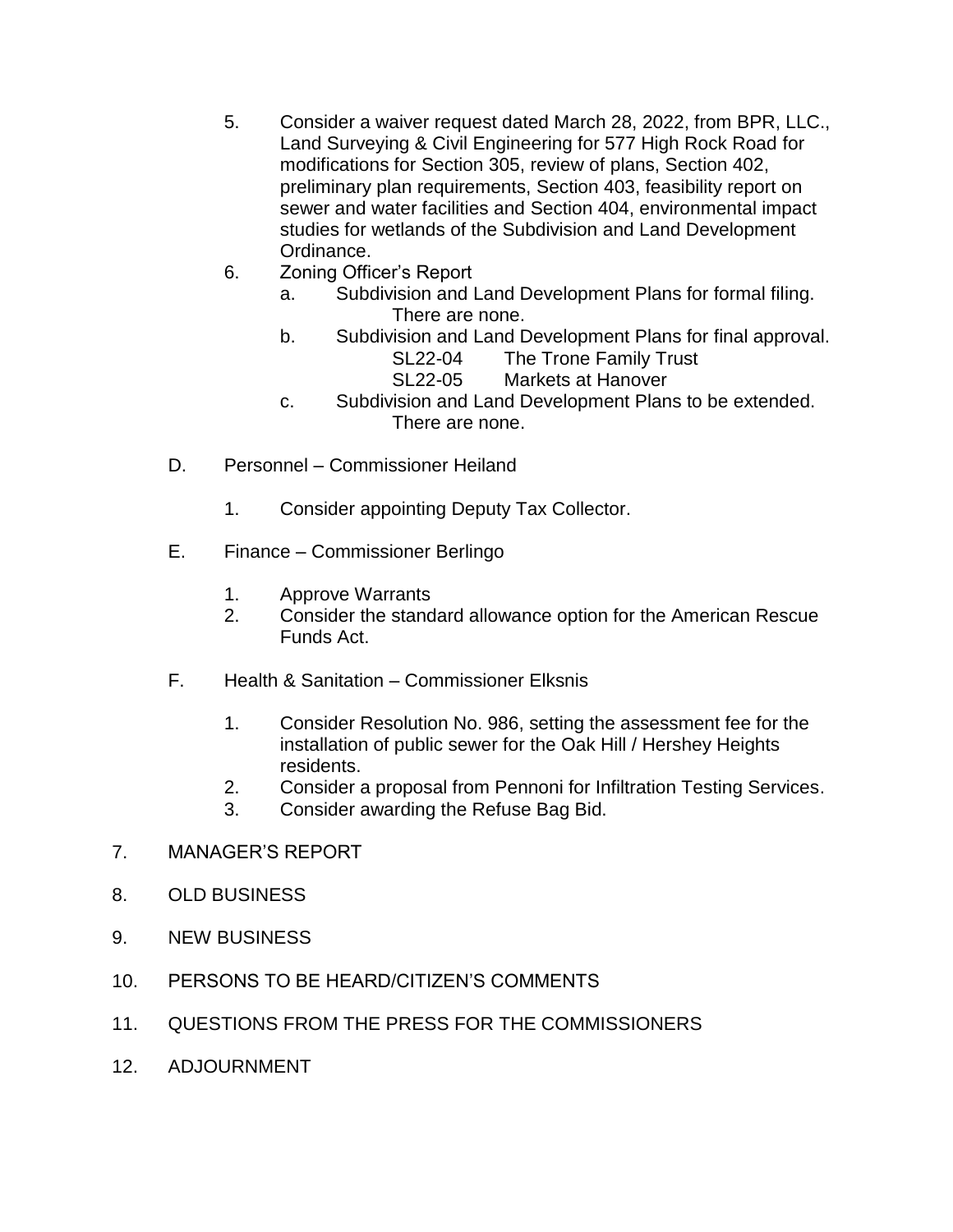5. Consider a waiver request dated March 28, 2022, from BPR, LLC., Land Surveying & Civil Engineering for 577 High Rock Road for modifications for Section 305, review of plans, Section 402, preliminary plan requirements, Section 403, feasibility report on sewer and water facilities and Section 404, environmental impact studies for wetlands of the Subdivision and Land Development Ordinance.
6. Zoning Officer's Report
   a. Subdivision and Land Development Plans for formal filing.
      There are none.
   b. Subdivision and Land Development Plans for final approval.
      SL22-04 The Trone Family Trust
      SL22-05 Markets at Hanover
   c. Subdivision and Land Development Plans to be extended.
      There are none.

D. Personnel – Commissioner Heiland

1. Consider appointing Deputy Tax Collector.

E. Finance – Commissioner Berlingo

1. Approve Warrants
2. Consider the standard allowance option for the American Rescue Funds Act.

F. Health & Sanitation – Commissioner Elksnis

1. Consider Resolution No. 986, setting the assessment fee for the installation of public sewer for the Oak Hill / Hershey Heights residents.
2. Consider a proposal from Pennoni for Infiltration Testing Services.
3. Consider awarding the Refuse Bag Bid.

7. MANAGER'S REPORT

8. OLD BUSINESS

9. NEW BUSINESS

10. PERSONS TO BE HEARD/CITIZEN'S COMMENTS

11. QUESTIONS FROM THE PRESS FOR THE COMMISSIONERS

12. ADJOURNMENT